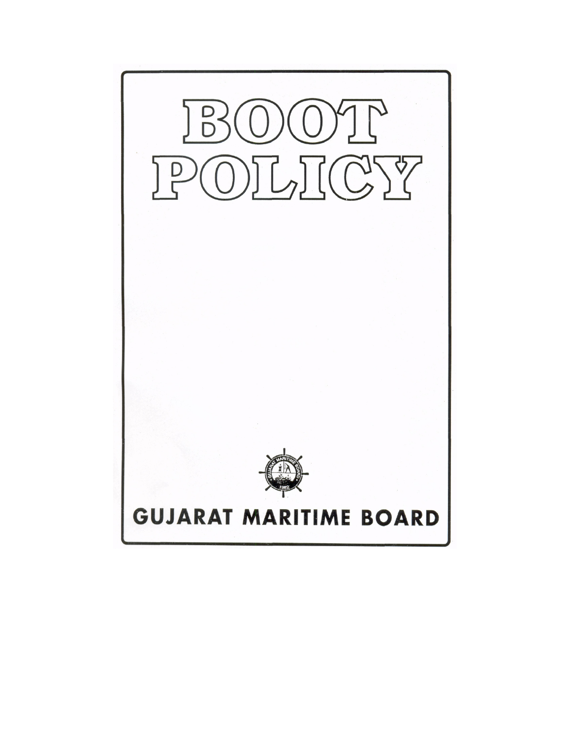# BOOT POLICY

**GUJARAT MARITIME BOARD**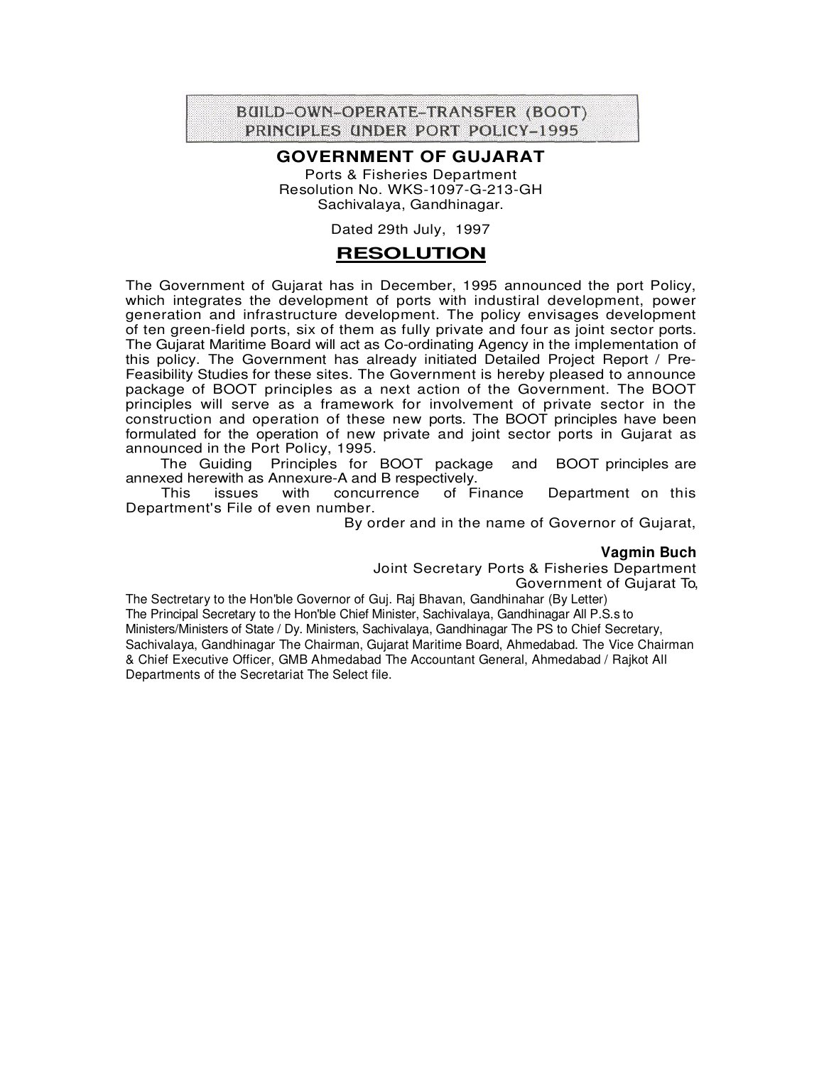# BUILD-OWN-OPERATE-TRANSFER (BOOT) PRINCIPLES UNDER PORT POLICY-1995

## GOVERNMENT OF GUJARAT

Ports & Fisheries Department
Resolution No. WKS-1097-G-213-GH
Sachivalaya, Gandhinagar.

Dated 29th July, 1997

## RESOLUTION

The Government of Gujarat has in December, 1995 announced the port Policy, which integrates the development of ports with industiral development, power generation and infrastructure development. The policy envisages development of ten green-field ports, six of them as fully private and four as joint sector ports. The Gujarat Maritime Board will act as Co-ordinating Agency in the implementation of this policy. The Government has already initiated Detailed Project Report / Pre-Feasibility Studies for these sites. The Government is hereby pleased to announce package of BOOT principles as a next action of the Government. The BOOT principles will serve as a framework for involvement of private sector in the construction and operation of these new ports. The BOOT principles have been formulated for the operation of new private and joint sector ports in Gujarat as announced in the Port Policy, 1995.

The Guiding Principles for BOOT package and BOOT principles are annexed herewith as Annexure-A and B respectively.

This issues with concurrence of Finance Department on this Department's File of even number.

By order and in the name of Governor of Gujarat,

**Vagmin Buch**
Joint Secretary Ports & Fisheries Department
Government of Gujarat To,

The Sectretary to the Hon'ble Governor of Guj. Raj Bhavan, Gandhinahar (By Letter)
The Principal Secretary to the Hon'ble Chief Minister, Sachivalaya, Gandhinagar All P.S.s to Ministers/Ministers of State / Dy. Ministers, Sachivalaya, Gandhinagar The PS to Chief Secretary, Sachivalaya, Gandhinagar The Chairman, Gujarat Maritime Board, Ahmedabad. The Vice Chairman & Chief Executive Officer, GMB Ahmedabad The Accountant General, Ahmedabad / Rajkot All Departments of the Secretariat The Select file.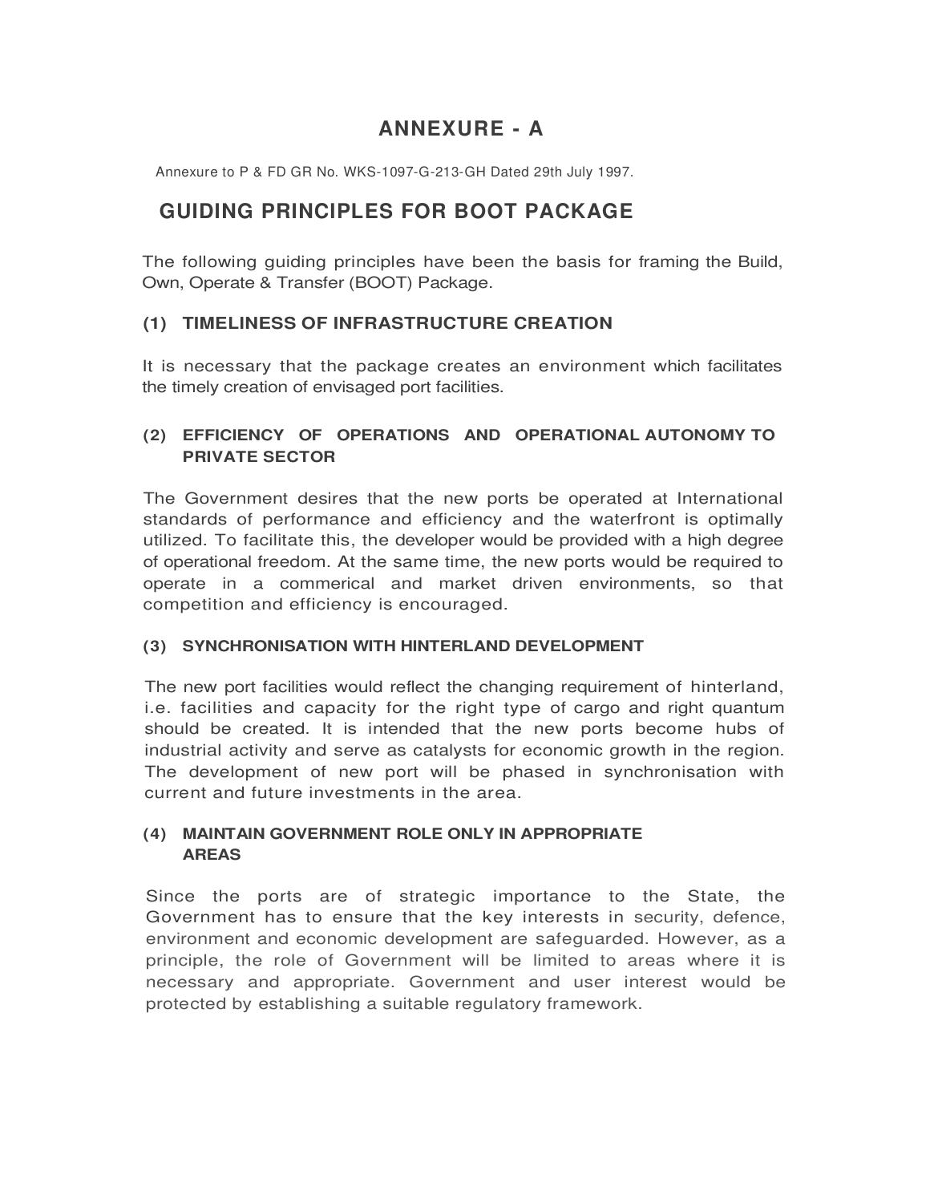# ANNEXURE - A

Annexure to P & FD GR No. WKS-1097-G-213-GH Dated 29th July 1997.

## GUIDING PRINCIPLES FOR BOOT PACKAGE

The following guiding principles have been the basis for framing the Build, Own, Operate & Transfer (BOOT) Package.

### (1) TIMELINESS OF INFRASTRUCTURE CREATION

It is necessary that the package creates an environment which facilitates the timely creation of envisaged port facilities.

### (2) EFFICIENCY OF OPERATIONS AND OPERATIONAL AUTONOMY TO PRIVATE SECTOR

The Government desires that the new ports be operated at International standards of performance and efficiency and the waterfront is optimally utilized. To facilitate this, the developer would be provided with a high degree of operational freedom. At the same time, the new ports would be required to operate in a commerical and market driven environments, so that competition and efficiency is encouraged.

### (3) SYNCHRONISATION WITH HINTERLAND DEVELOPMENT

The new port facilities would reflect the changing requirement of hinterland, i.e. facilities and capacity for the right type of cargo and right quantum should be created. It is intended that the new ports become hubs of industrial activity and serve as catalysts for economic growth in the region. The development of new port will be phased in synchronisation with current and future investments in the area.

### (4) MAINTAIN GOVERNMENT ROLE ONLY IN APPROPRIATE AREAS

Since the ports are of strategic importance to the State, the Government has to ensure that the key interests in security, defence, environment and economic development are safeguarded. However, as a principle, the role of Government will be limited to areas where it is necessary and appropriate. Government and user interest would be protected by establishing a suitable regulatory framework.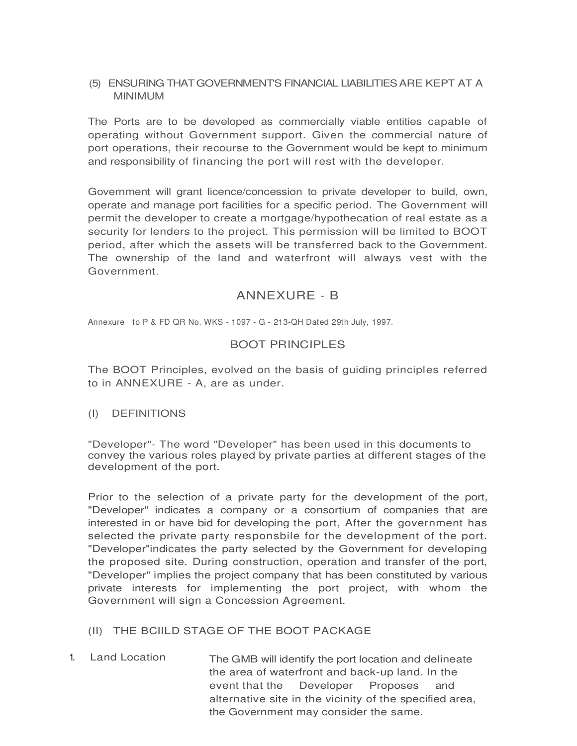(5) ENSURING THAT GOVERNMENT'S FINANCIAL LIABILITIES ARE KEPT AT A MINIMUM

The Ports are to be developed as commercially viable entities capable of operating without Government support. Given the commercial nature of port operations, their recourse to the Government would be kept to minimum and responsibility of financing the port will rest with the developer.

Government will grant licence/concession to private developer to build, own, operate and manage port facilities for a specific period. The Government will permit the developer to create a mortgage/hypothecation of real estate as a security for lenders to the project. This permission will be limited to BOOT period, after which the assets will be transferred back to the Government. The ownership of the land and waterfront will always vest with the Government.

## ANNEXURE - B

Annexure to P & FD QR No. WKS - 1097 - G - 213-QH Dated 29th July, 1997.

## BOOT PRINCIPLES

The BOOT Principles, evolved on the basis of guiding principles referred to in ANNEXURE - A, are as under.

(I) DEFINITIONS

"Developer"- The word "Developer" has been used in this documents to convey the various roles played by private parties at different stages of the development of the port.

Prior to the selection of a private party for the development of the port, "Developer" indicates a company or a consortium of companies that are interested in or have bid for developing the port, After the government has selected the private party responsbile for the development of the port. "Developer"indicates the party selected by the Government for developing the proposed site. During construction, operation and transfer of the port, "Developer" implies the project company that has been constituted by various private interests for implementing the port project, with whom the Government will sign a Concession Agreement.

(II) THE BCIILD STAGE OF THE BOOT PACKAGE

1. Land Location — The GMB will identify the port location and delineate the area of waterfront and back-up land. In the event that the Developer Proposes and alternative site in the vicinity of the specified area, the Government may consider the same.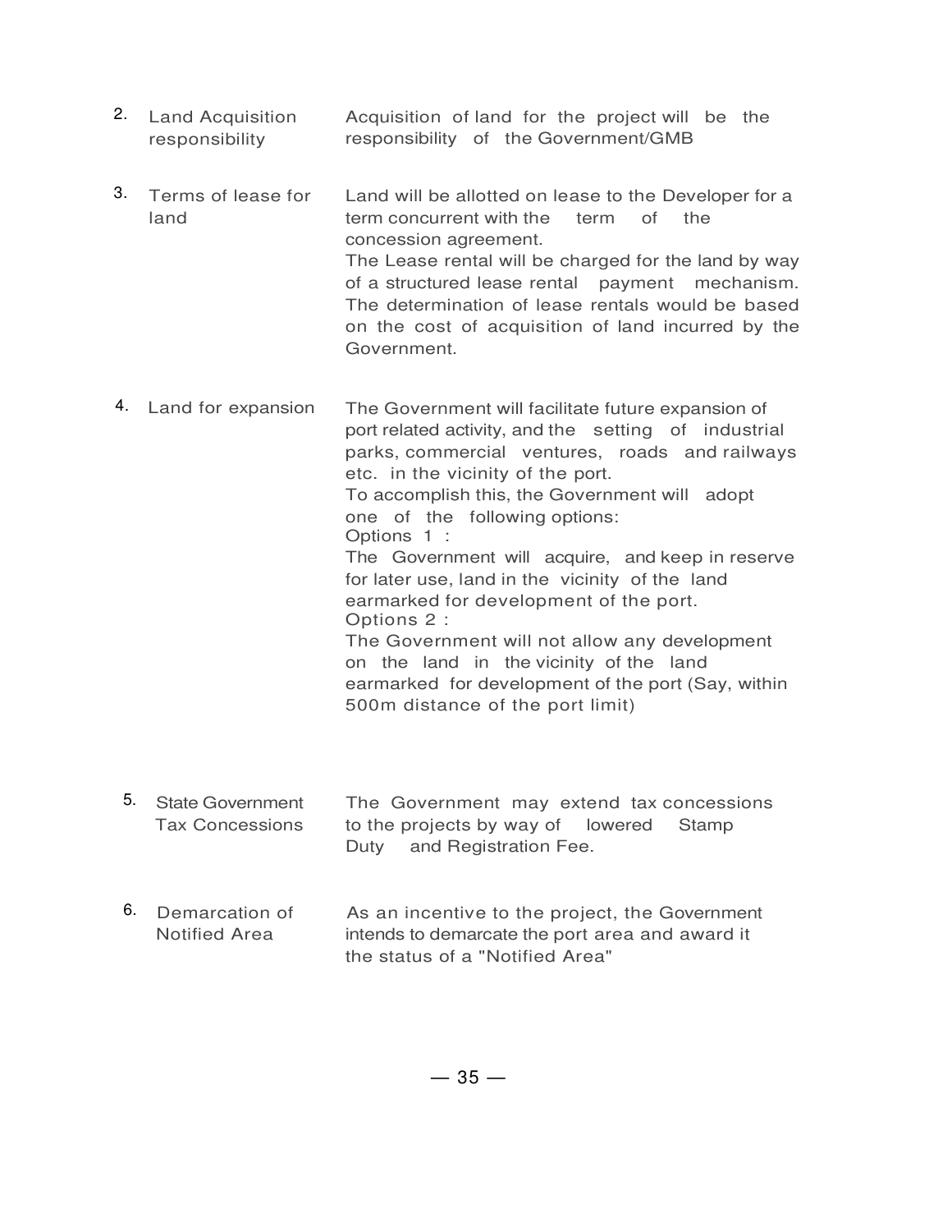| | | |
|---|---|---|
| 2. | Land Acquisition responsibility | Acquisition of land for the project will be the responsibility of the Government/GMB |
| 3. | Terms of lease for land | Land will be allotted on lease to the Developer for a term concurrent with the term of the concession agreement.<br>The Lease rental will be charged for the land by way of a structured lease rental payment mechanism. The determination of lease rentals would be based on the cost of acquisition of land incurred by the Government. |
| 4. | Land for expansion | The Government will facilitate future expansion of port related activity, and the setting of industrial parks, commercial ventures, roads and railways etc. in the vicinity of the port.<br>To accomplish this, the Government will adopt one of the following options:<br>Options 1 :<br>The Government will acquire, and keep in reserve for later use, land in the vicinity of the land earmarked for development of the port.<br>Options 2 :<br>The Government will not allow any development on the land in the vicinity of the land earmarked for development of the port (Say, within 500m distance of the port limit) |
| 5. | State Government Tax Concessions | The Government may extend tax concessions to the projects by way of lowered Stamp Duty and Registration Fee. |
| 6. | Demarcation of Notified Area | As an incentive to the project, the Government intends to demarcate the port area and award it the status of a "Notified Area" |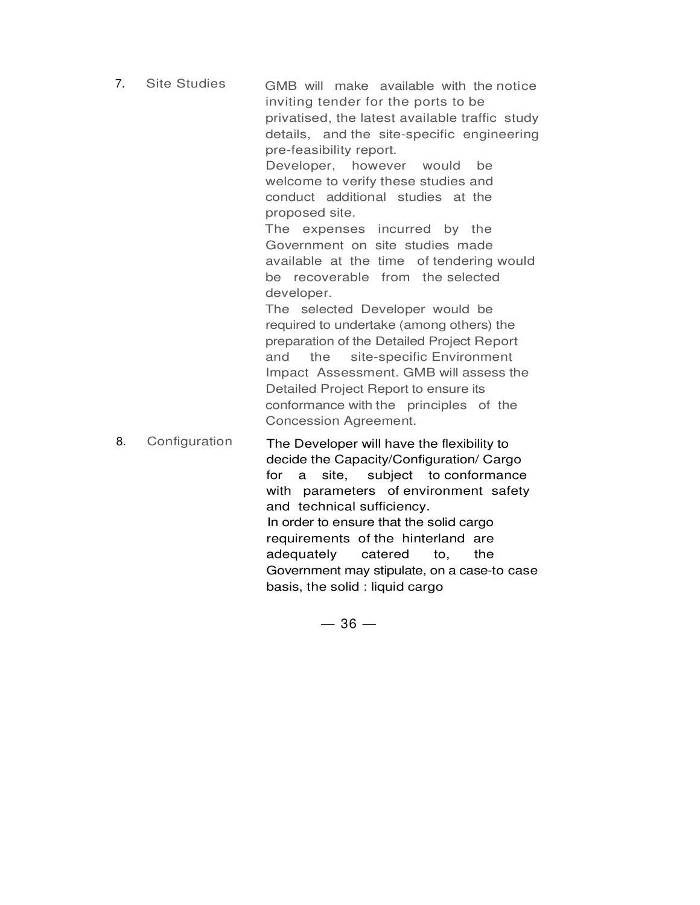| | | |
|---|---|---|
| 7. | Site Studies | GMB will make available with the notice inviting tender for the ports to be privatised, the latest available traffic study details, and the site-specific engineering pre-feasibility report.<br>Developer, however would be welcome to verify these studies and conduct additional studies at the proposed site.<br>The expenses incurred by the Government on site studies made available at the time of tendering would be recoverable from the selected developer.<br>The selected Developer would be required to undertake (among others) the preparation of the Detailed Project Report and the site-specific Environment Impact Assessment. GMB will assess the Detailed Project Report to ensure its conformance with the principles of the Concession Agreement. |
| 8. | Configuration | The Developer will have the flexibility to decide the Capacity/Configuration/ Cargo for a site, subject to conformance with parameters of environment safety and technical sufficiency.<br>In order to ensure that the solid cargo requirements of the hinterland are adequately catered to, the Government may stipulate, on a case-to case basis, the solid : liquid cargo |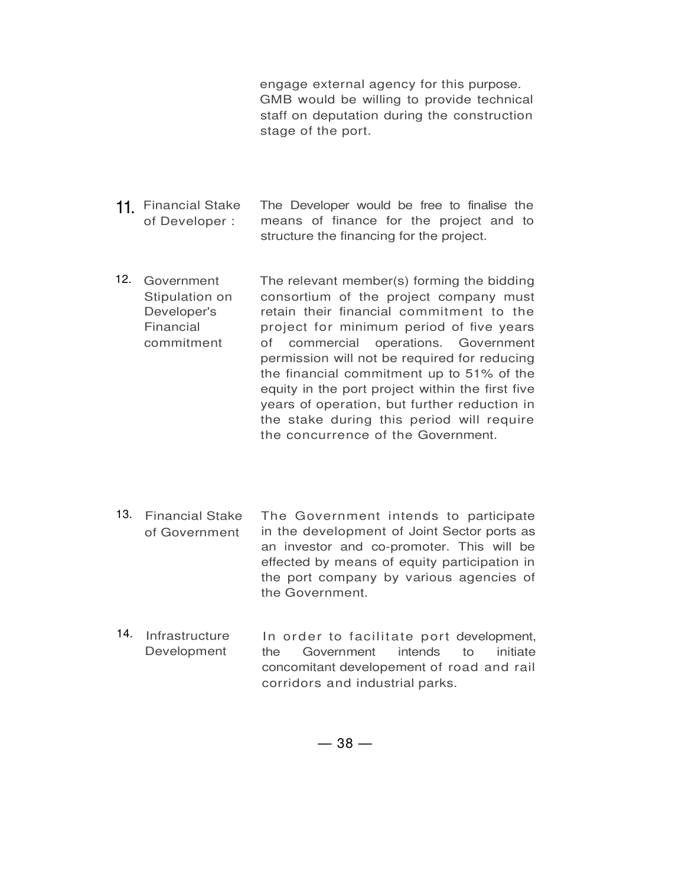engage external agency for this purpose. GMB would be willing to provide technical staff on deputation during the construction stage of the port.

| | | |
|---|---|---|
| 11. | Financial Stake of Developer : | The Developer would be free to finalise the means of finance for the project and to structure the financing for the project. |
| 12. | Government Stipulation on Developer's Financial commitment | The relevant member(s) forming the bidding consortium of the project company must retain their financial commitment to the project for minimum period of five years of commercial operations. Government permission will not be required for reducing the financial commitment up to 51% of the equity in the port project within the first five years of operation, but further reduction in the stake during this period will require the concurrence of the Government. |
| 13. | Financial Stake of Government | The Government intends to participate in the development of Joint Sector ports as an investor and co-promoter. This will be effected by means of equity participation in the port company by various agencies of the Government. |
| 14. | Infrastructure Development | In order to facilitate port development, the Government intends to initiate concomitant developement of road and rail corridors and industrial parks. |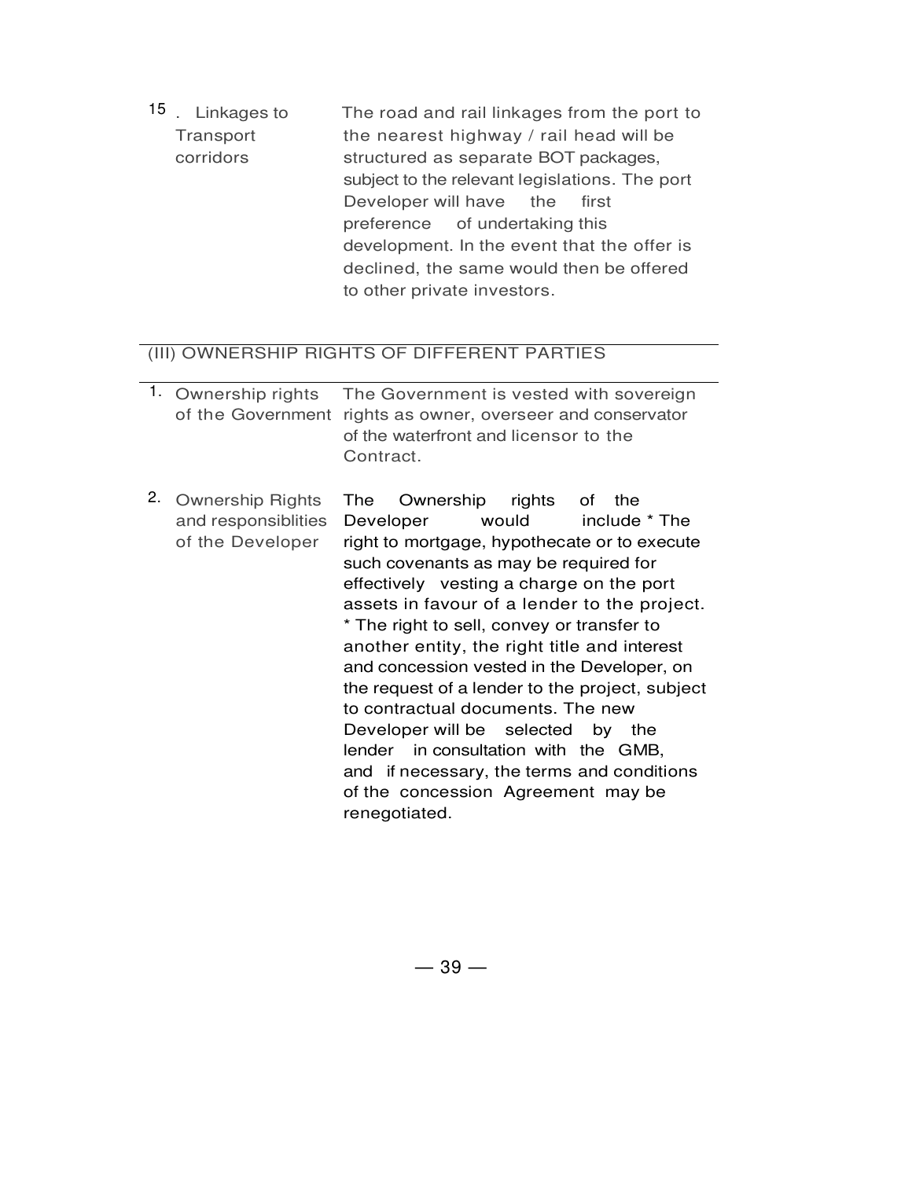| | | |
|---|---|---|
| 15. | Linkages to Transport corridors | The road and rail linkages from the port to the nearest highway / rail head will be structured as separate BOT packages, subject to the relevant legislations. The port Developer will have the first preference of undertaking this development. In the event that the offer is declined, the same would then be offered to other private investors. |

## (III) OWNERSHIP RIGHTS OF DIFFERENT PARTIES

| | | |
|---|---|---|
| 1. | Ownership rights of the Government | The Government is vested with sovereign rights as owner, overseer and conservator of the waterfront and licensor to the Contract. |
| 2. | Ownership Rights and responsiblities of the Developer | The Ownership rights of the Developer would include * The right to mortgage, hypothecate or to execute such covenants as may be required for effectively vesting a charge on the port assets in favour of a lender to the project. * The right to sell, convey or transfer to another entity, the right title and interest and concession vested in the Developer, on the request of a lender to the project, subject to contractual documents. The new Developer will be selected by the lender in consultation with the GMB, and if necessary, the terms and conditions of the concession Agreement may be renegotiated. |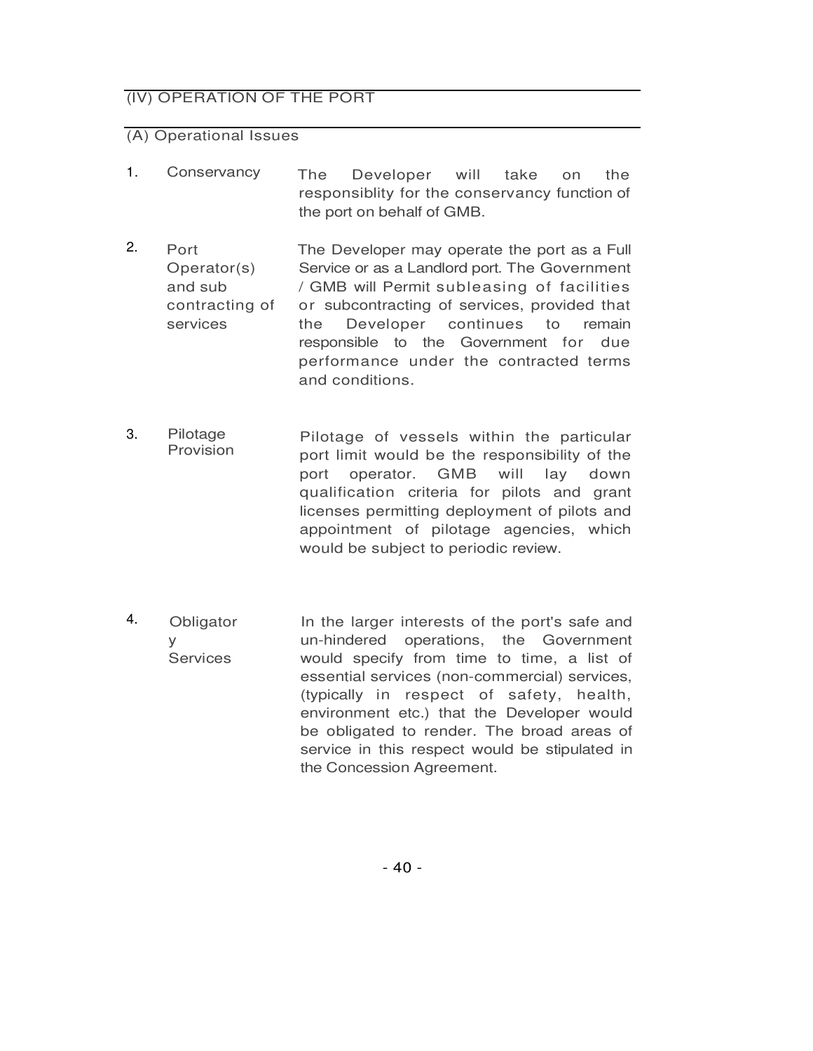## (IV) OPERATION OF THE PORT

### (A) Operational Issues

| | | |
|---|---|---|
| 1. | Conservancy | The Developer will take on the responsiblity for the conservancy function of the port on behalf of GMB. |
| 2. | Port Operator(s) and sub contracting of services | The Developer may operate the port as a Full Service or as a Landlord port. The Government / GMB will Permit subleasing of facilities or subcontracting of services, provided that the Developer continues to remain responsible to the Government for due performance under the contracted terms and conditions. |
| 3. | Pilotage Provision | Pilotage of vessels within the particular port limit would be the responsibility of the port operator. GMB will lay down qualification criteria for pilots and grant licenses permitting deployment of pilots and appointment of pilotage agencies, which would be subject to periodic review. |
| 4. | Obligatory Services | In the larger interests of the port's safe and un-hindered operations, the Government would specify from time to time, a list of essential services (non-commercial) services, (typically in respect of safety, health, environment etc.) that the Developer would be obligated to render. The broad areas of service in this respect would be stipulated in the Concession Agreement. |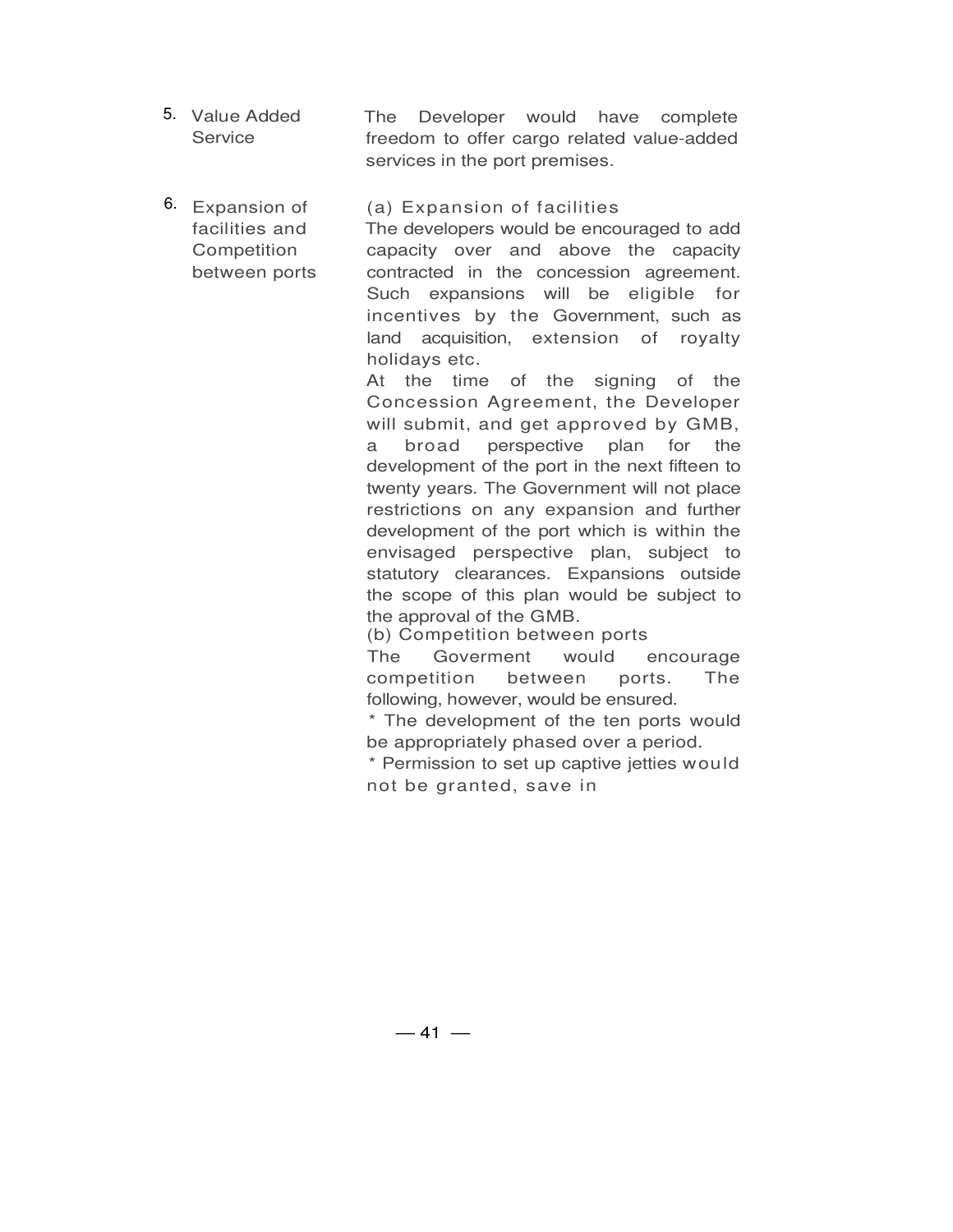| | | |
|---|---|---|
| 5. | Value Added Service | The Developer would have complete freedom to offer cargo related value-added services in the port premises. |
| 6. | Expansion of facilities and Competition between ports | (a) Expansion of facilities<br>The developers would be encouraged to add capacity over and above the capacity contracted in the concession agreement. Such expansions will be eligible for incentives by the Government, such as land acquisition, extension of royalty holidays etc.<br>At the time of the signing of the Concession Agreement, the Developer will submit, and get approved by GMB, a broad perspective plan for the development of the port in the next fifteen to twenty years. The Government will not place restrictions on any expansion and further development of the port which is within the envisaged perspective plan, subject to statutory clearances. Expansions outside the scope of this plan would be subject to the approval of the GMB.<br>(b) Competition between ports<br>The Goverment would encourage competition between ports. The following, however, would be ensured.<br>* The development of the ten ports would be appropriately phased over a period.<br>* Permission to set up captive jetties would not be granted, save in |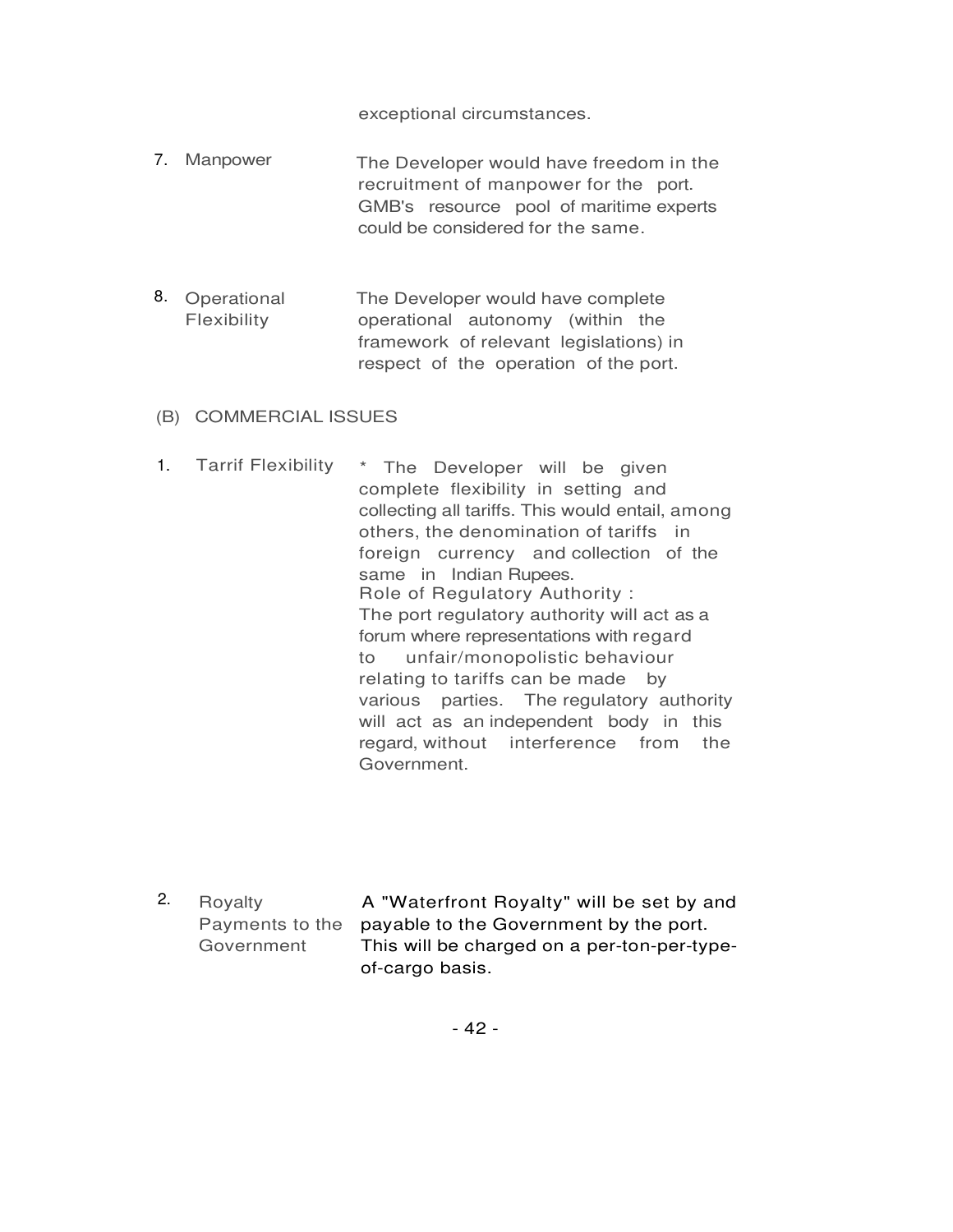exceptional circumstances.

7. Manpower — The Developer would have freedom in the recruitment of manpower for the port. GMB's resource pool of maritime experts could be considered for the same.

8. Operational Flexibility — The Developer would have complete operational autonomy (within the framework of relevant legislations) in respect of the operation of the port.

(B) COMMERCIAL ISSUES

1. Tarrif Flexibility — * The Developer will be given complete flexibility in setting and collecting all tariffs. This would entail, among others, the denomination of tariffs in foreign currency and collection of the same in Indian Rupees.

   Role of Regulatory Authority :
   The port regulatory authority will act as a forum where representations with regard to unfair/monopolistic behaviour relating to tariffs can be made by various parties. The regulatory authority will act as an independent body in this regard, without interference from the Government.

2. Royalty Payments to the Government — A "Waterfront Royalty" will be set by and payable to the Government by the port. This will be charged on a per-ton-per-type-of-cargo basis.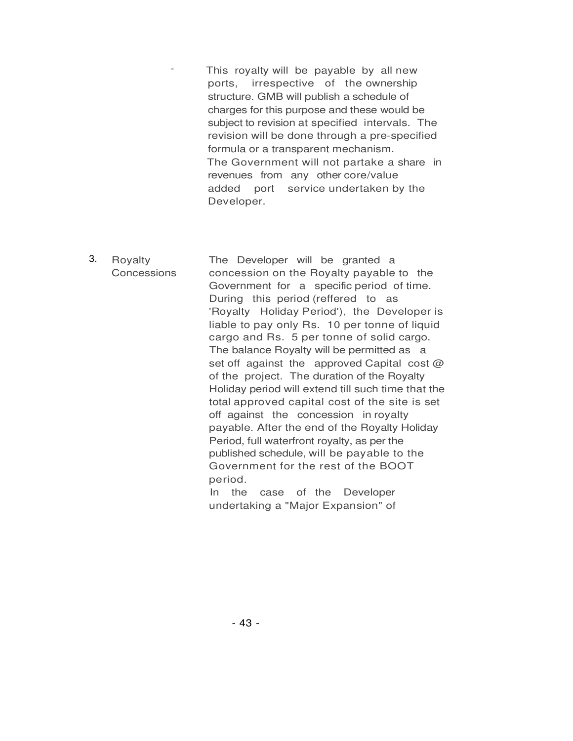- This royalty will be payable by all new ports, irrespective of the ownership structure. GMB will publish a schedule of charges for this purpose and these would be subject to revision at specified intervals. The revision will be done through a pre-specified formula or a transparent mechanism.

  The Government will not partake a share in revenues from any other core/value added port service undertaken by the Developer.

| | | |
|---|---|---|
| 3. | Royalty Concessions | The Developer will be granted a concession on the Royalty payable to the Government for a specific period of time. During this period (reffered to as 'Royalty Holiday Period'), the Developer is liable to pay only Rs. 10 per tonne of liquid cargo and Rs. 5 per tonne of solid cargo. The balance Royalty will be permitted as a set off against the approved Capital cost @ of the project. The duration of the Royalty Holiday period will extend till such time that the total approved capital cost of the site is set off against the concession in royalty payable. After the end of the Royalty Holiday Period, full waterfront royalty, as per the published schedule, will be payable to the Government for the rest of the BOOT period.<br>In the case of the Developer undertaking a "Major Expansion" of |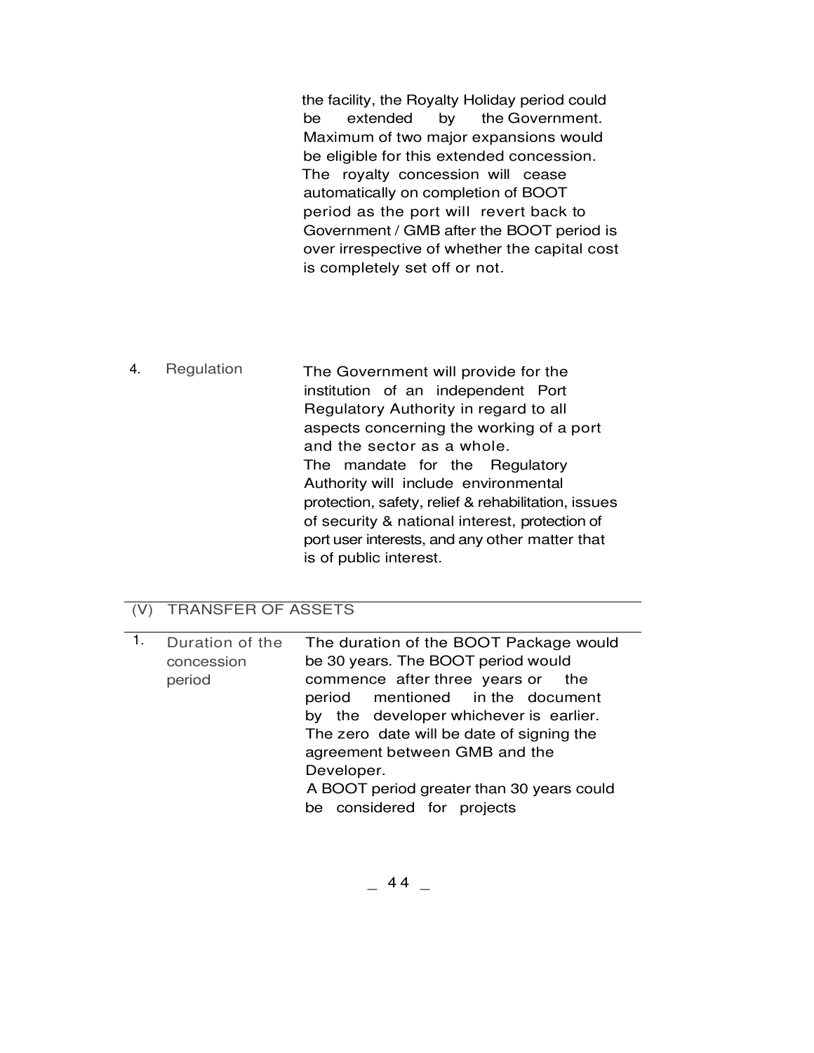| | | |
|---|---|---|
| | | the facility, the Royalty Holiday period could be extended by the Government. Maximum of two major expansions would be eligible for this extended concession. The royalty concession will cease automatically on completion of BOOT period as the port will revert back to Government / GMB after the BOOT period is over irrespective of whether the capital cost is completely set off or not. |
| 4. | Regulation | The Government will provide for the institution of an independent Port Regulatory Authority in regard to all aspects concerning the working of a port and the sector as a whole. The mandate for the Regulatory Authority will include environmental protection, safety, relief & rehabilitation, issues of security & national interest, protection of port user interests, and any other matter that is of public interest. |

## (V) TRANSFER OF ASSETS

| | | |
|---|---|---|
| 1. | Duration of the concession period | The duration of the BOOT Package would be 30 years. The BOOT period would commence after three years or the period mentioned in the document by the developer whichever is earlier. The zero date will be date of signing the agreement between GMB and the Developer. A BOOT period greater than 30 years could be considered for projects |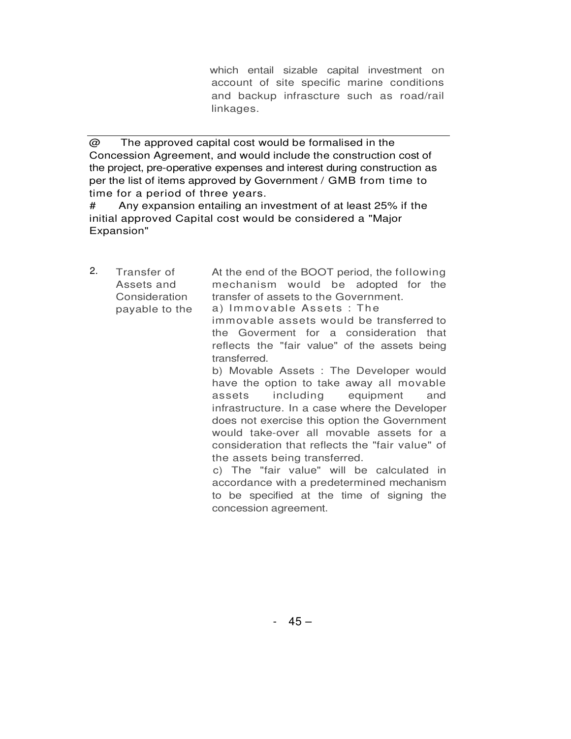which entail sizable capital investment on account of site specific marine conditions and backup infrasture such as road/rail linkages.

---

@ The approved capital cost would be formalised in the Concession Agreement, and would include the construction cost of the project, pre-operative expenses and interest during construction as per the list of items approved by Government / GMB from time to time for a period of three years.

# Any expansion entailing an investment of at least 25% if the initial approved Capital cost would be considered a "Major Expansion"

| | | |
|---|---|---|
| 2. | Transfer of Assets and Consideration payable to the | At the end of the BOOT period, the following mechanism would be adopted for the transfer of assets to the Government.<br>a) Immovable Assets : The immovable assets would be transferred to the Goverment for a consideration that reflects the "fair value" of the assets being transferred.<br>b) Movable Assets : The Developer would have the option to take away all movable assets including equipment and infrastructure. In a case where the Developer does not exercise this option the Government would take-over all movable assets for a consideration that reflects the "fair value" of the assets being transferred.<br>c) The "fair value" will be calculated in accordance with a predetermined mechanism to be specified at the time of signing the concession agreement. |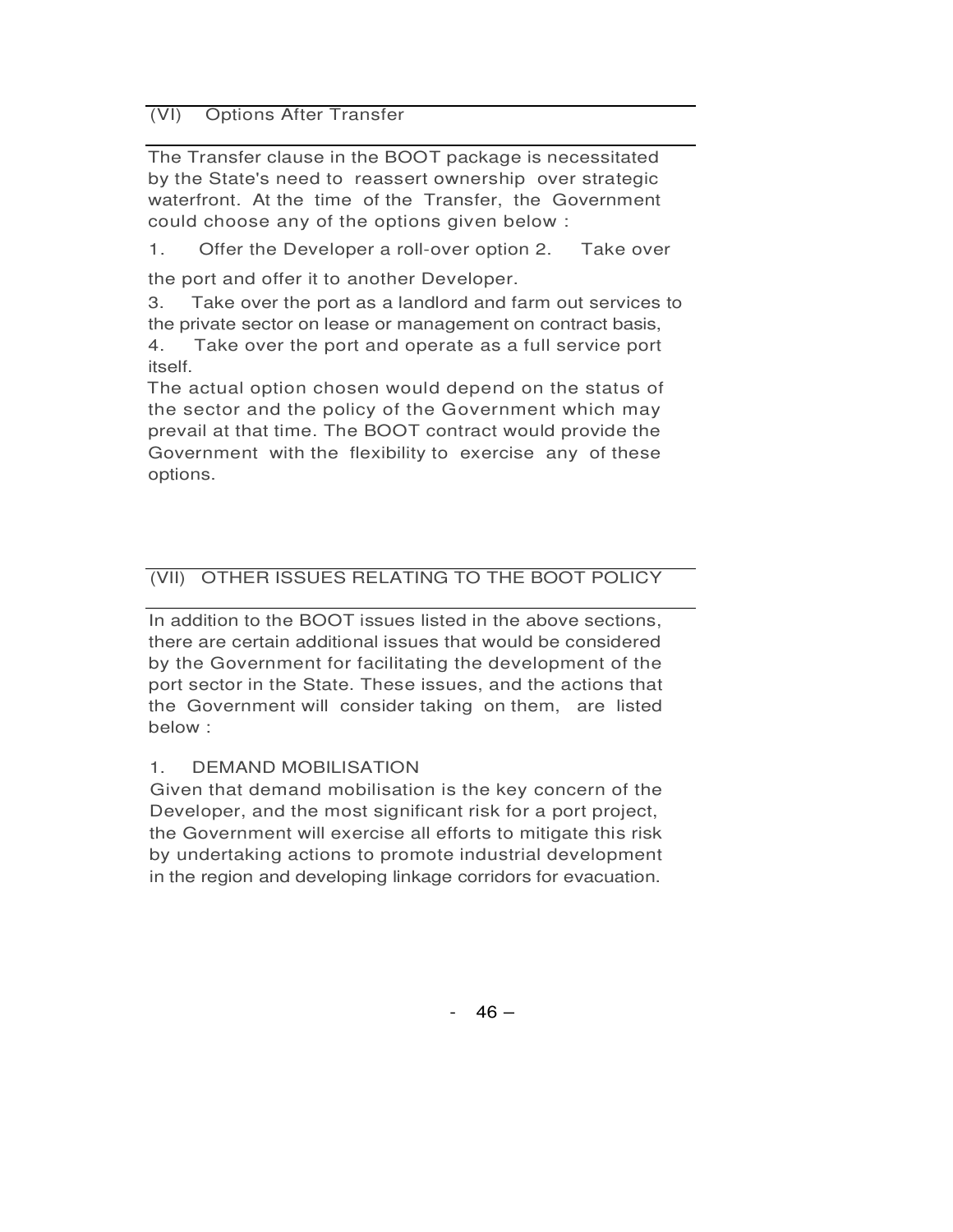## (VI) Options After Transfer

The Transfer clause in the BOOT package is necessitated by the State's need to reassert ownership over strategic waterfront. At the time of the Transfer, the Government could choose any of the options given below :

1. Offer the Developer a roll-over option
2. Take over the port and offer it to another Developer.
3. Take over the port as a landlord and farm out services to the private sector on lease or management on contract basis,
4. Take over the port and operate as a full service port itself.

The actual option chosen would depend on the status of the sector and the policy of the Government which may prevail at that time. The BOOT contract would provide the Government with the flexibility to exercise any of these options.

## (VII) OTHER ISSUES RELATING TO THE BOOT POLICY

In addition to the BOOT issues listed in the above sections, there are certain additional issues that would be considered by the Government for facilitating the development of the port sector in the State. These issues, and the actions that the Government will consider taking on them, are listed below :

### 1. DEMAND MOBILISATION

Given that demand mobilisation is the key concern of the Developer, and the most significant risk for a port project, the Government will exercise all efforts to mitigate this risk by undertaking actions to promote industrial development in the region and developing linkage corridors for evacuation.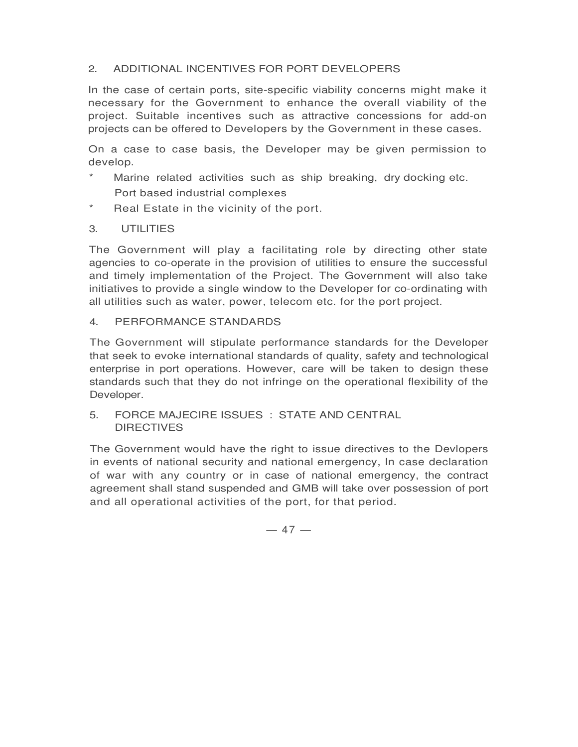## 2. ADDITIONAL INCENTIVES FOR PORT DEVELOPERS

In the case of certain ports, site-specific viability concerns might make it necessary for the Government to enhance the overall viability of the project. Suitable incentives such as attractive concessions for add-on projects can be offered to Developers by the Government in these cases.

On a case to case basis, the Developer may be given permission to develop.

- Marine related activities such as ship breaking, dry docking etc.
  Port based industrial complexes
- Real Estate in the vicinity of the port.

## 3. UTILITIES

The Government will play a facilitating role by directing other state agencies to co-operate in the provision of utilities to ensure the successful and timely implementation of the Project. The Government will also take initiatives to provide a single window to the Developer for co-ordinating with all utilities such as water, power, telecom etc. for the port project.

## 4. PERFORMANCE STANDARDS

The Government will stipulate performance standards for the Developer that seek to evoke international standards of quality, safety and technological enterprise in port operations. However, care will be taken to design these standards such that they do not infringe on the operational flexibility of the Developer.

## 5. FORCE MAJECIRE ISSUES : STATE AND CENTRAL DIRECTIVES

The Government would have the right to issue directives to the Devlopers in events of national security and national emergency, In case declaration of war with any country or in case of national emergency, the contract agreement shall stand suspended and GMB will take over possession of port and all operational activities of the port, for that period.